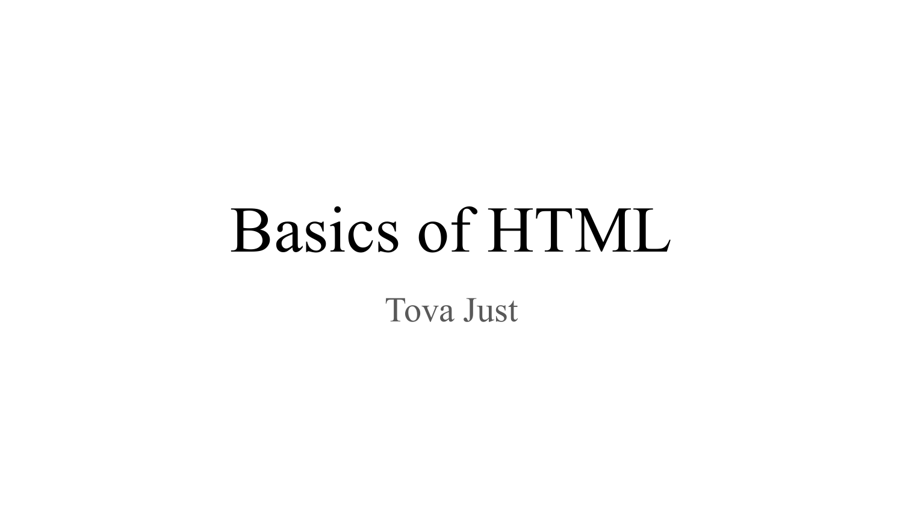# Basics of HTML

Tova Just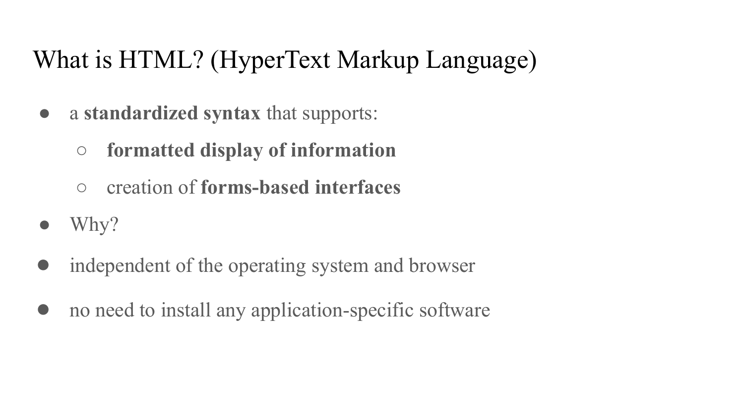# What is HTML? (HyperText Markup Language)

- a **standardized syntax** that supports:
  - **formatted display of information**
  - creation of **forms-based interfaces**
- Why?
- independent of the operating system and browser
- no need to install any application-specific software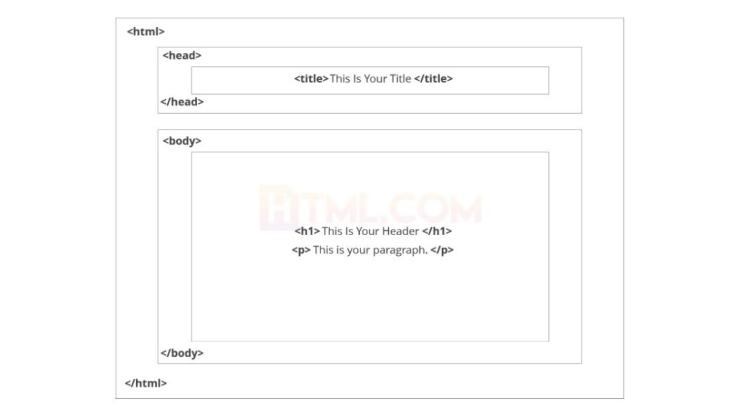```
<html>
    <head>
        <title> This Is Your Title </title>
    </head>

    <body>
        <h1> This Is Your Header </h1>
        <p> This is your paragraph. </p>
    </body>
</html>
```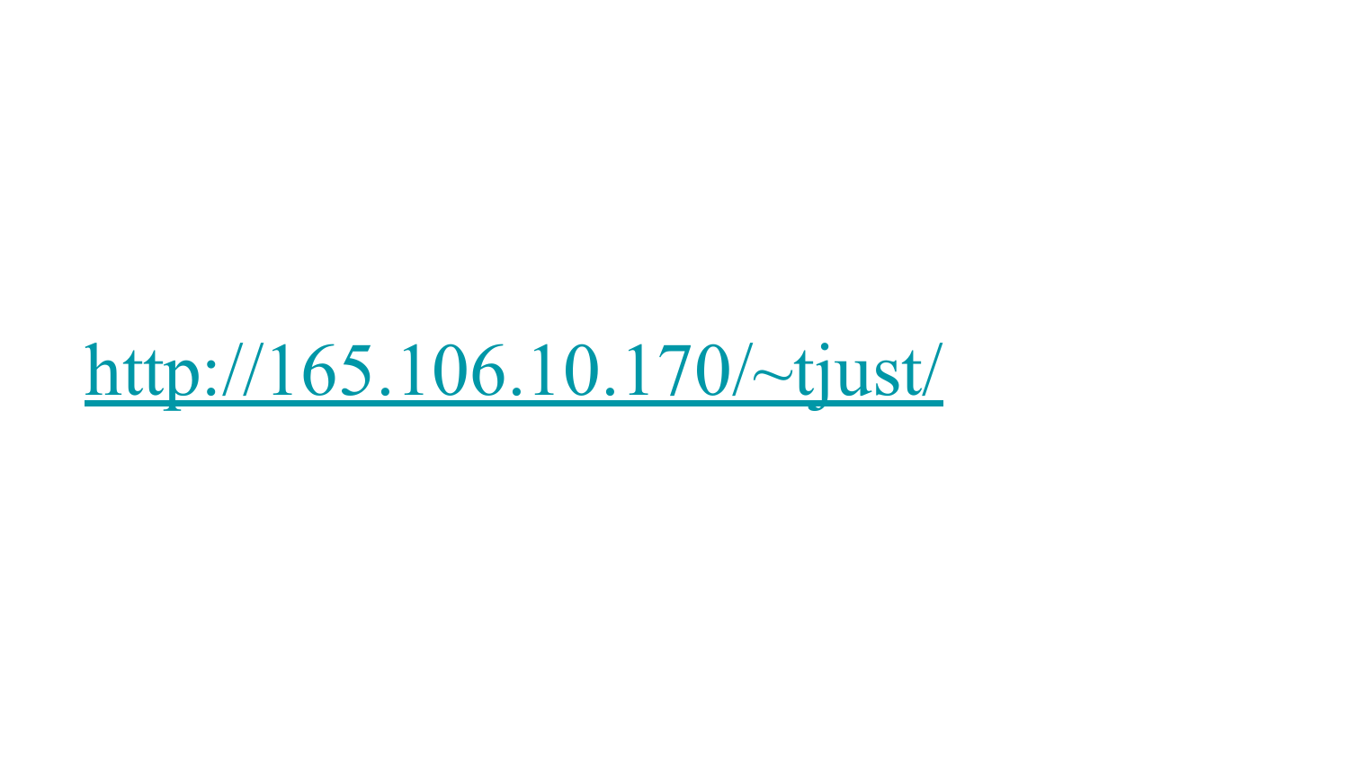http://165.106.10.170/~tjust/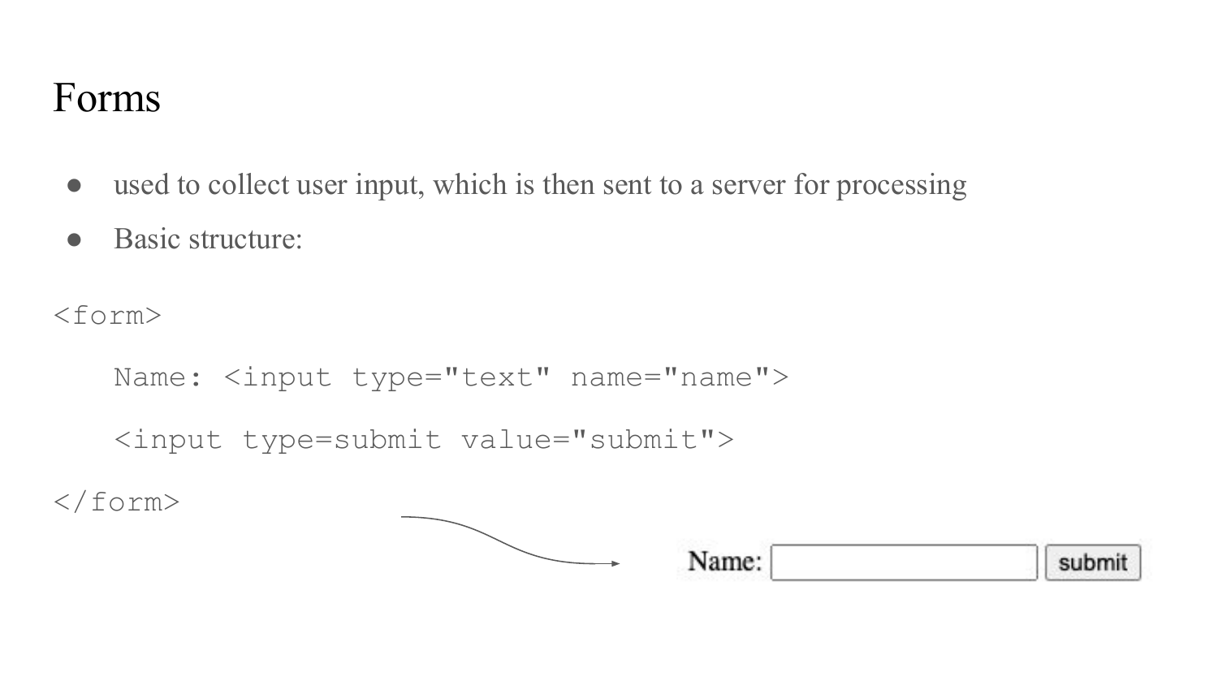# Forms

- used to collect user input, which is then sent to a server for processing
- Basic structure:

```
<form>
   Name: <input type="text" name="name">
   <input type=submit value="submit">
</form>
```

Name: [ ] submit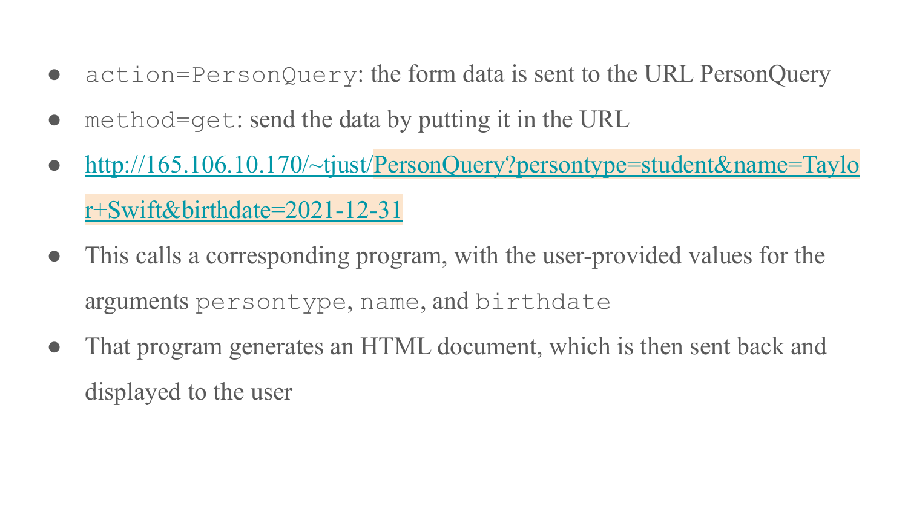- `action=PersonQuery`: the form data is sent to the URL PersonQuery
- `method=get`: send the data by putting it in the URL
- http://165.106.10.170/~tjust/PersonQuery?persontype=student&name=Taylor+Swift&birthdate=2021-12-31
- This calls a corresponding program, with the user-provided values for the arguments `persontype`, `name`, and `birthdate`
- That program generates an HTML document, which is then sent back and displayed to the user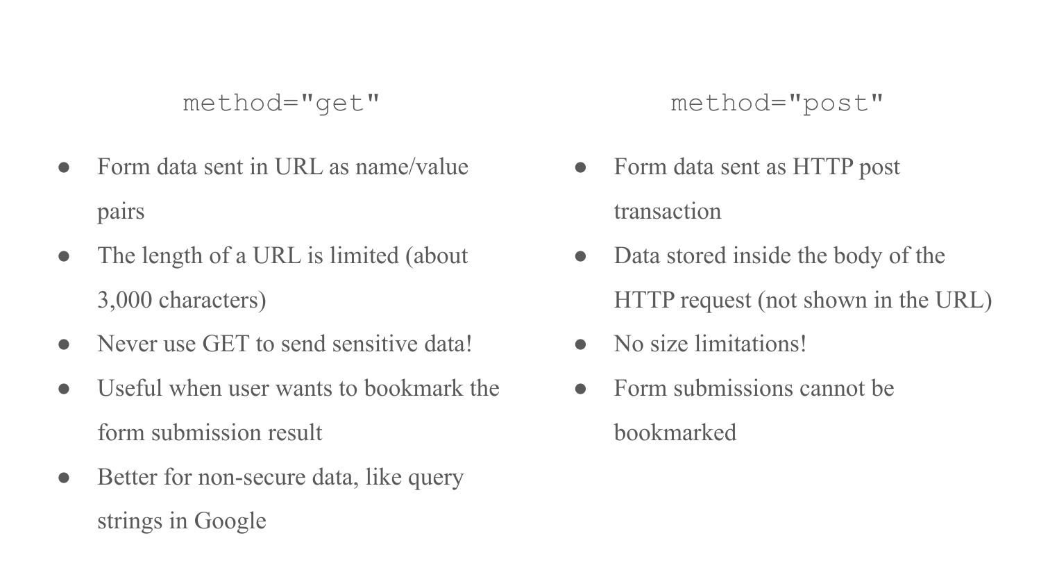## `method="get"`

- Form data sent in URL as name/value pairs
- The length of a URL is limited (about 3,000 characters)
- Never use GET to send sensitive data!
- Useful when user wants to bookmark the form submission result
- Better for non-secure data, like query strings in Google

## `method="post"`

- Form data sent as HTTP post transaction
- Data stored inside the body of the HTTP request (not shown in the URL)
- No size limitations!
- Form submissions cannot be bookmarked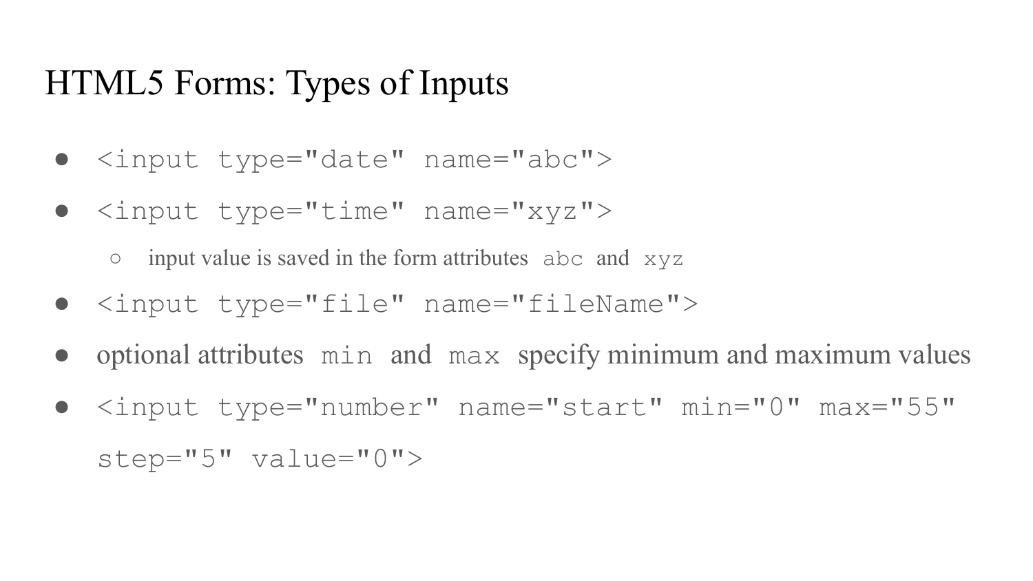# HTML5 Forms: Types of Inputs

- `<input type="date" name="abc">`
- `<input type="time" name="xyz">`
  - input value is saved in the form attributes `abc` and `xyz`
- `<input type="file" name="fileName">`
- optional attributes `min` and `max` specify minimum and maximum values
- `<input type="number" name="start" min="0" max="55" step="5" value="0">`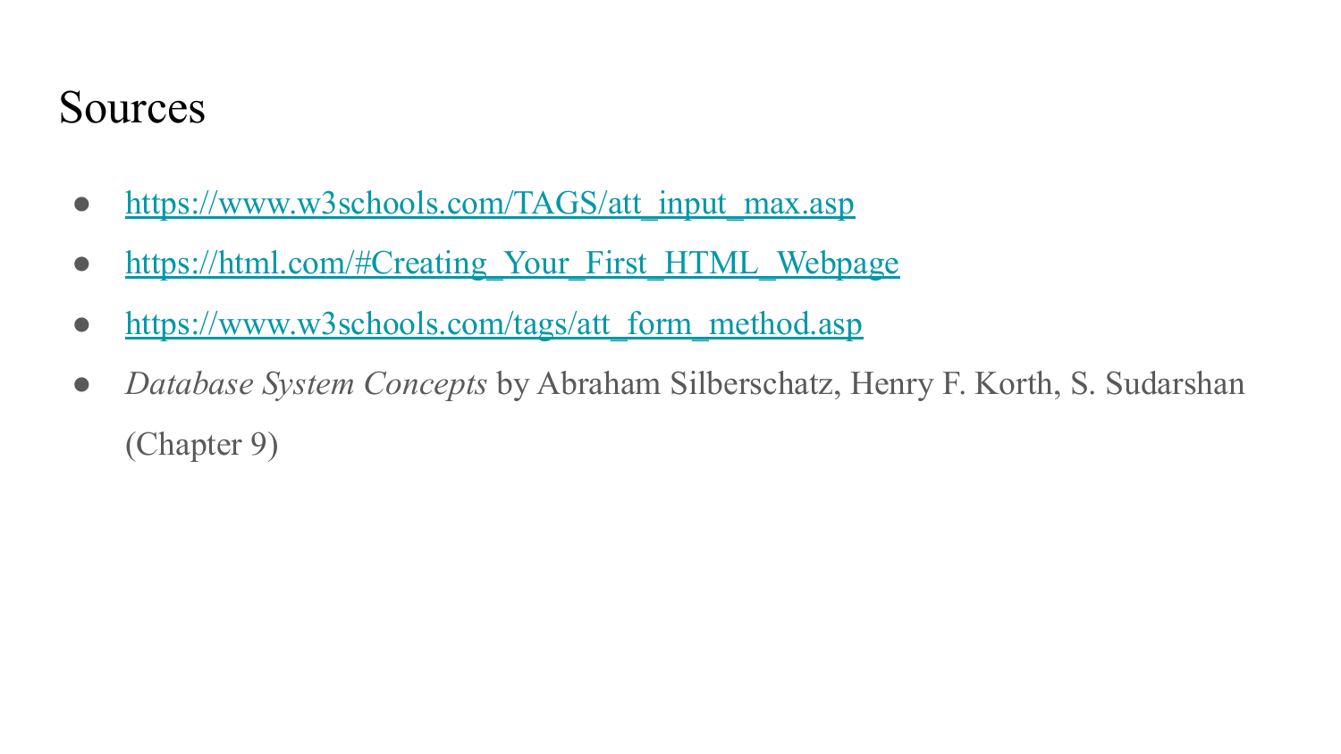# Sources

- https://www.w3schools.com/TAGS/att_input_max.asp
- https://html.com/#Creating_Your_First_HTML_Webpage
- https://www.w3schools.com/tags/att_form_method.asp
- *Database System Concepts* by Abraham Silberschatz, Henry F. Korth, S. Sudarshan (Chapter 9)